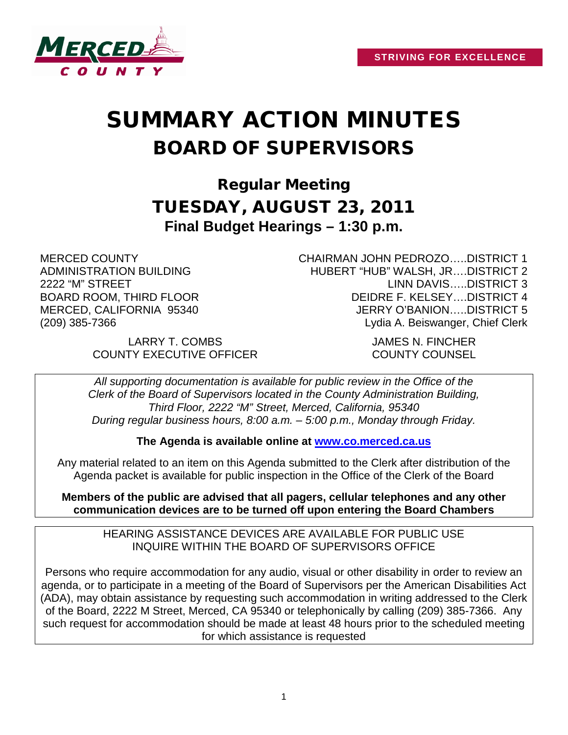STRIVING FOR EXCELLENCE

# SUMMARY ACTION MINUTES
# BOARD OF SUPERVISORS

## Regular Meeting
## TUESDAY, AUGUST 23, 2011
### Final Budget Hearings – 1:30 p.m.

MERCED COUNTY
ADMINISTRATION BUILDING
2222 "M" STREET
BOARD ROOM, THIRD FLOOR
MERCED, CALIFORNIA 95340
(209) 385-7366

CHAIRMAN JOHN PEDROZO…..DISTRICT 1
HUBERT "HUB" WALSH, JR….DISTRICT 2
LINN DAVIS…..DISTRICT 3
DEIDRE F. KELSEY….DISTRICT 4
JERRY O'BANION…..DISTRICT 5
Lydia A. Beiswanger, Chief Clerk

LARRY T. COMBS
COUNTY EXECUTIVE OFFICER

JAMES N. FINCHER
COUNTY COUNSEL

*All supporting documentation is available for public review in the Office of the Clerk of the Board of Supervisors located in the County Administration Building, Third Floor, 2222 "M" Street, Merced, California, 95340 During regular business hours, 8:00 a.m. – 5:00 p.m., Monday through Friday.*

**The Agenda is available online at [www.co.merced.ca.us](http://www.co.merced.ca.us)**

Any material related to an item on this Agenda submitted to the Clerk after distribution of the Agenda packet is available for public inspection in the Office of the Clerk of the Board

**Members of the public are advised that all pagers, cellular telephones and any other communication devices are to be turned off upon entering the Board Chambers**

HEARING ASSISTANCE DEVICES ARE AVAILABLE FOR PUBLIC USE
INQUIRE WITHIN THE BOARD OF SUPERVISORS OFFICE

Persons who require accommodation for any audio, visual or other disability in order to review an agenda, or to participate in a meeting of the Board of Supervisors per the American Disabilities Act (ADA), may obtain assistance by requesting such accommodation in writing addressed to the Clerk of the Board, 2222 M Street, Merced, CA 95340 or telephonically by calling (209) 385-7366. Any such request for accommodation should be made at least 48 hours prior to the scheduled meeting for which assistance is requested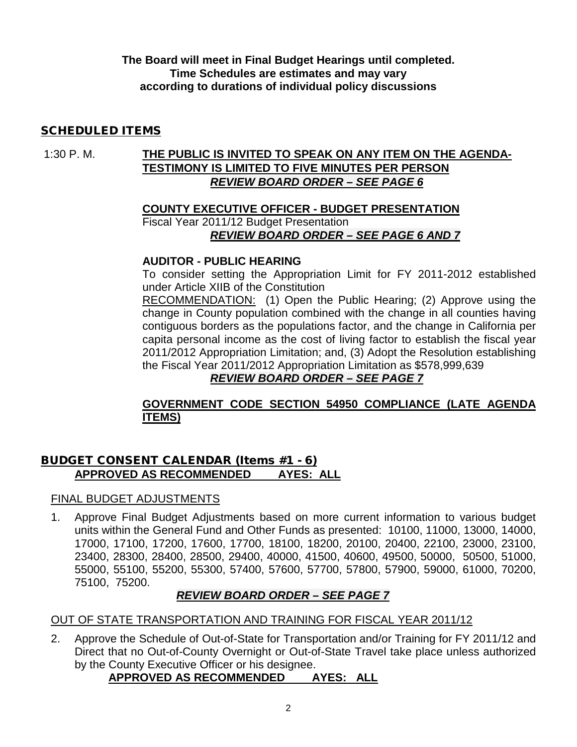**The Board will meet in Final Budget Hearings until completed.**
**Time Schedules are estimates and may vary**
**according to durations of individual policy discussions**

## SCHEDULED ITEMS

1:30 P. M. **THE PUBLIC IS INVITED TO SPEAK ON ANY ITEM ON THE AGENDA-TESTIMONY IS LIMITED TO FIVE MINUTES PER PERSON**
***REVIEW BOARD ORDER – SEE PAGE 6***

**COUNTY EXECUTIVE OFFICER - BUDGET PRESENTATION**
Fiscal Year 2011/12 Budget Presentation
***REVIEW BOARD ORDER – SEE PAGE 6 AND 7***

**AUDITOR - PUBLIC HEARING**
To consider setting the Appropriation Limit for FY 2011-2012 established under Article XIIB of the Constitution
RECOMMENDATION: (1) Open the Public Hearing; (2) Approve using the change in County population combined with the change in all counties having contiguous borders as the populations factor, and the change in California per capita personal income as the cost of living factor to establish the fiscal year 2011/2012 Appropriation Limitation; and, (3) Adopt the Resolution establishing the Fiscal Year 2011/2012 Appropriation Limitation as $578,999,639
***REVIEW BOARD ORDER – SEE PAGE 7***

**GOVERNMENT CODE SECTION 54950 COMPLIANCE (LATE AGENDA ITEMS)**

## BUDGET CONSENT CALENDAR (Items #1 - 6)

**APPROVED AS RECOMMENDED AYES: ALL**

FINAL BUDGET ADJUSTMENTS

1. Approve Final Budget Adjustments based on more current information to various budget units within the General Fund and Other Funds as presented: 10100, 11000, 13000, 14000, 17000, 17100, 17200, 17600, 17700, 18100, 18200, 20100, 20400, 22100, 23000, 23100, 23400, 28300, 28400, 28500, 29400, 40000, 41500, 40600, 49500, 50000, 50500, 51000, 55000, 55100, 55200, 55300, 57400, 57600, 57700, 57800, 57900, 59000, 61000, 70200, 75100, 75200.
***REVIEW BOARD ORDER – SEE PAGE 7***

OUT OF STATE TRANSPORTATION AND TRAINING FOR FISCAL YEAR 2011/12

2. Approve the Schedule of Out-of-State for Transportation and/or Training for FY 2011/12 and Direct that no Out-of-County Overnight or Out-of-State Travel take place unless authorized by the County Executive Officer or his designee.
**APPROVED AS RECOMMENDED AYES: ALL**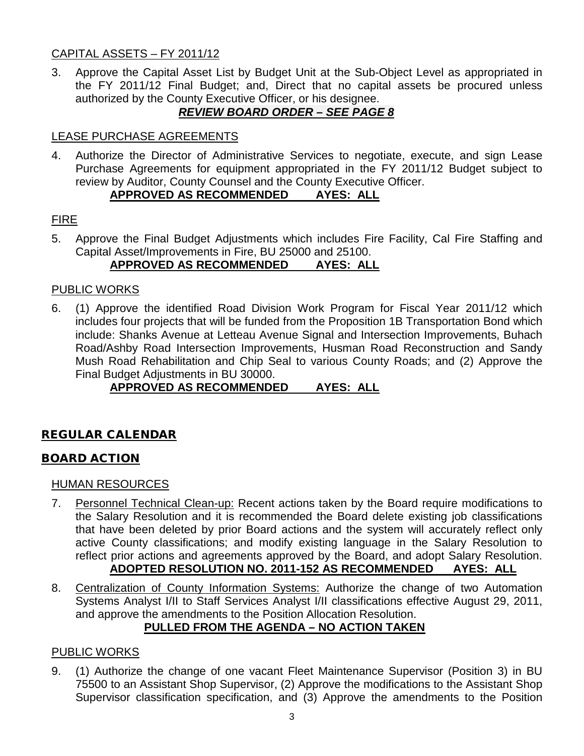CAPITAL ASSETS – FY 2011/12

3. Approve the Capital Asset List by Budget Unit at the Sub-Object Level as appropriated in the FY 2011/12 Final Budget; and, Direct that no capital assets be procured unless authorized by the County Executive Officer, or his designee.

***REVIEW BOARD ORDER – SEE PAGE 8***

LEASE PURCHASE AGREEMENTS

4. Authorize the Director of Administrative Services to negotiate, execute, and sign Lease Purchase Agreements for equipment appropriated in the FY 2011/12 Budget subject to review by Auditor, County Counsel and the County Executive Officer.

**APPROVED AS RECOMMENDED AYES: ALL**

FIRE

5. Approve the Final Budget Adjustments which includes Fire Facility, Cal Fire Staffing and Capital Asset/Improvements in Fire, BU 25000 and 25100.

**APPROVED AS RECOMMENDED AYES: ALL**

PUBLIC WORKS

6. (1) Approve the identified Road Division Work Program for Fiscal Year 2011/12 which includes four projects that will be funded from the Proposition 1B Transportation Bond which include: Shanks Avenue at Letteau Avenue Signal and Intersection Improvements, Buhach Road/Ashby Road Intersection Improvements, Husman Road Reconstruction and Sandy Mush Road Rehabilitation and Chip Seal to various County Roads; and (2) Approve the Final Budget Adjustments in BU 30000.

**APPROVED AS RECOMMENDED AYES: ALL**

## REGULAR CALENDAR

## BOARD ACTION

HUMAN RESOURCES

7. Personnel Technical Clean-up: Recent actions taken by the Board require modifications to the Salary Resolution and it is recommended the Board delete existing job classifications that have been deleted by prior Board actions and the system will accurately reflect only active County classifications; and modify existing language in the Salary Resolution to reflect prior actions and agreements approved by the Board, and adopt Salary Resolution.

**ADOPTED RESOLUTION NO. 2011-152 AS RECOMMENDED AYES: ALL**

8. Centralization of County Information Systems: Authorize the change of two Automation Systems Analyst I/II to Staff Services Analyst I/II classifications effective August 29, 2011, and approve the amendments to the Position Allocation Resolution.

**PULLED FROM THE AGENDA – NO ACTION TAKEN**

PUBLIC WORKS

9. (1) Authorize the change of one vacant Fleet Maintenance Supervisor (Position 3) in BU 75500 to an Assistant Shop Supervisor, (2) Approve the modifications to the Assistant Shop Supervisor classification specification, and (3) Approve the amendments to the Position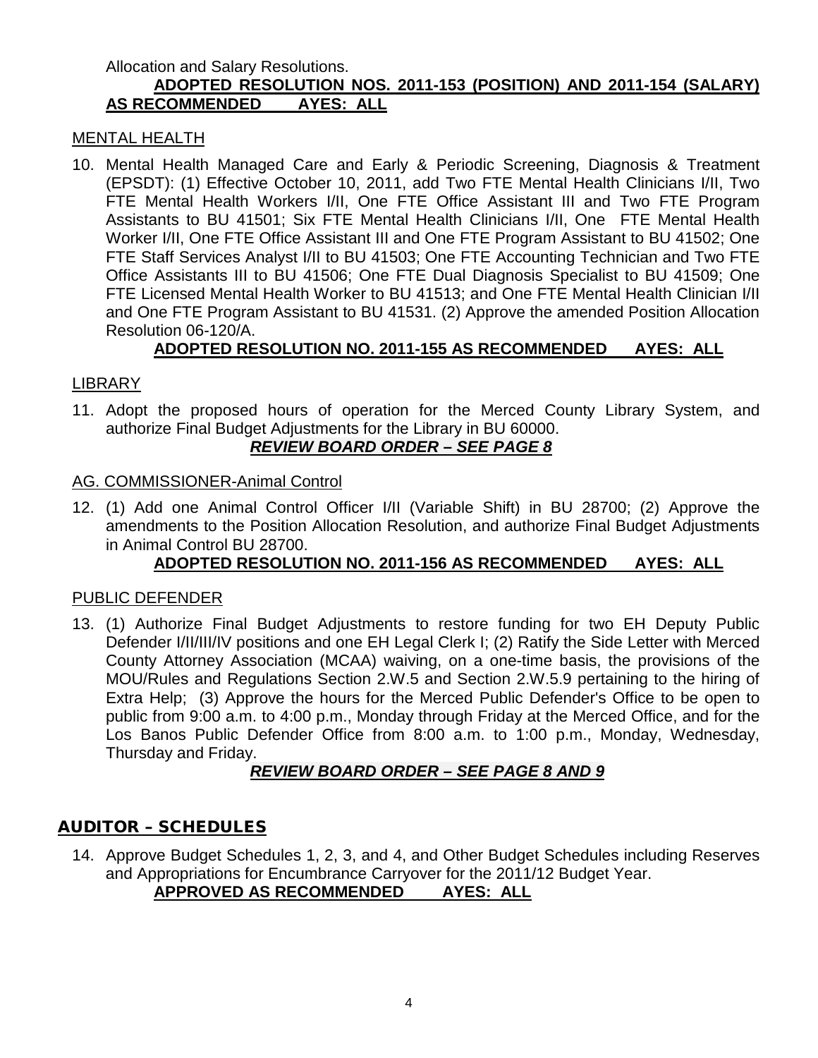Allocation and Salary Resolutions.

**ADOPTED RESOLUTION NOS. 2011-153 (POSITION) AND 2011-154 (SALARY) AS RECOMMENDED AYES: ALL**

MENTAL HEALTH

10. Mental Health Managed Care and Early & Periodic Screening, Diagnosis & Treatment (EPSDT): (1) Effective October 10, 2011, add Two FTE Mental Health Clinicians I/II, Two FTE Mental Health Workers I/II, One FTE Office Assistant III and Two FTE Program Assistants to BU 41501; Six FTE Mental Health Clinicians I/II, One FTE Mental Health Worker I/II, One FTE Office Assistant III and One FTE Program Assistant to BU 41502; One FTE Staff Services Analyst I/II to BU 41503; One FTE Accounting Technician and Two FTE Office Assistants III to BU 41506; One FTE Dual Diagnosis Specialist to BU 41509; One FTE Licensed Mental Health Worker to BU 41513; and One FTE Mental Health Clinician I/II and One FTE Program Assistant to BU 41531. (2) Approve the amended Position Allocation Resolution 06-120/A.

**ADOPTED RESOLUTION NO. 2011-155 AS RECOMMENDED AYES: ALL**

LIBRARY

11. Adopt the proposed hours of operation for the Merced County Library System, and authorize Final Budget Adjustments for the Library in BU 60000.

***REVIEW BOARD ORDER – SEE PAGE 8***

AG. COMMISSIONER-Animal Control

12. (1) Add one Animal Control Officer I/II (Variable Shift) in BU 28700; (2) Approve the amendments to the Position Allocation Resolution, and authorize Final Budget Adjustments in Animal Control BU 28700.

**ADOPTED RESOLUTION NO. 2011-156 AS RECOMMENDED AYES: ALL**

PUBLIC DEFENDER

13. (1) Authorize Final Budget Adjustments to restore funding for two EH Deputy Public Defender I/II/III/IV positions and one EH Legal Clerk I; (2) Ratify the Side Letter with Merced County Attorney Association (MCAA) waiving, on a one-time basis, the provisions of the MOU/Rules and Regulations Section 2.W.5 and Section 2.W.5.9 pertaining to the hiring of Extra Help; (3) Approve the hours for the Merced Public Defender's Office to be open to public from 9:00 a.m. to 4:00 p.m., Monday through Friday at the Merced Office, and for the Los Banos Public Defender Office from 8:00 a.m. to 1:00 p.m., Monday, Wednesday, Thursday and Friday.

***REVIEW BOARD ORDER – SEE PAGE 8 AND 9***

## AUDITOR – SCHEDULES

14. Approve Budget Schedules 1, 2, 3, and 4, and Other Budget Schedules including Reserves and Appropriations for Encumbrance Carryover for the 2011/12 Budget Year.

**APPROVED AS RECOMMENDED AYES: ALL**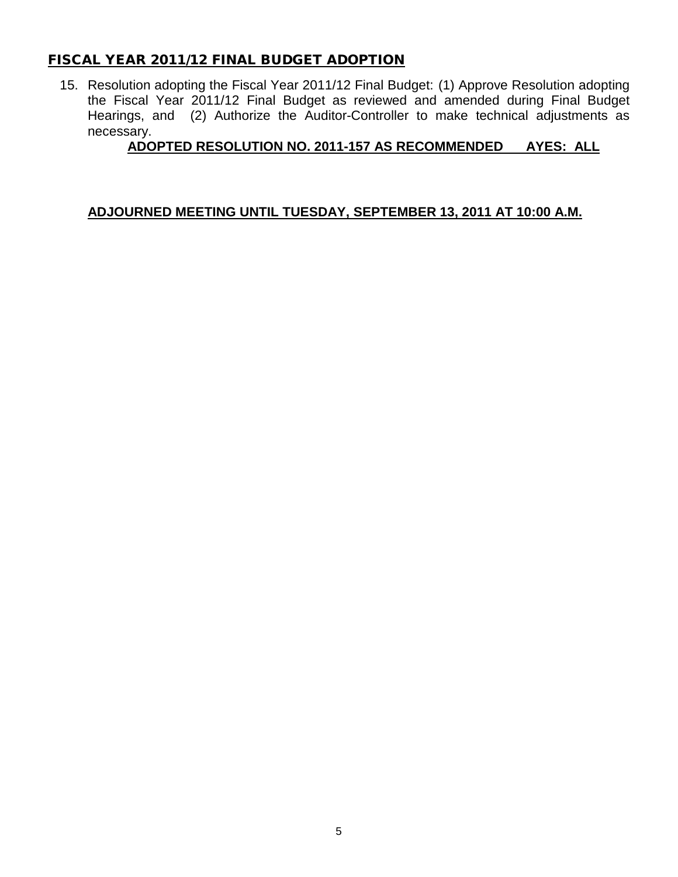## FISCAL YEAR 2011/12 FINAL BUDGET ADOPTION

15. Resolution adopting the Fiscal Year 2011/12 Final Budget: (1) Approve Resolution adopting the Fiscal Year 2011/12 Final Budget as reviewed and amended during Final Budget Hearings, and (2) Authorize the Auditor-Controller to make technical adjustments as necessary.

    **ADOPTED RESOLUTION NO. 2011-157 AS RECOMMENDED AYES: ALL**

**ADJOURNED MEETING UNTIL TUESDAY, SEPTEMBER 13, 2011 AT 10:00 A.M.**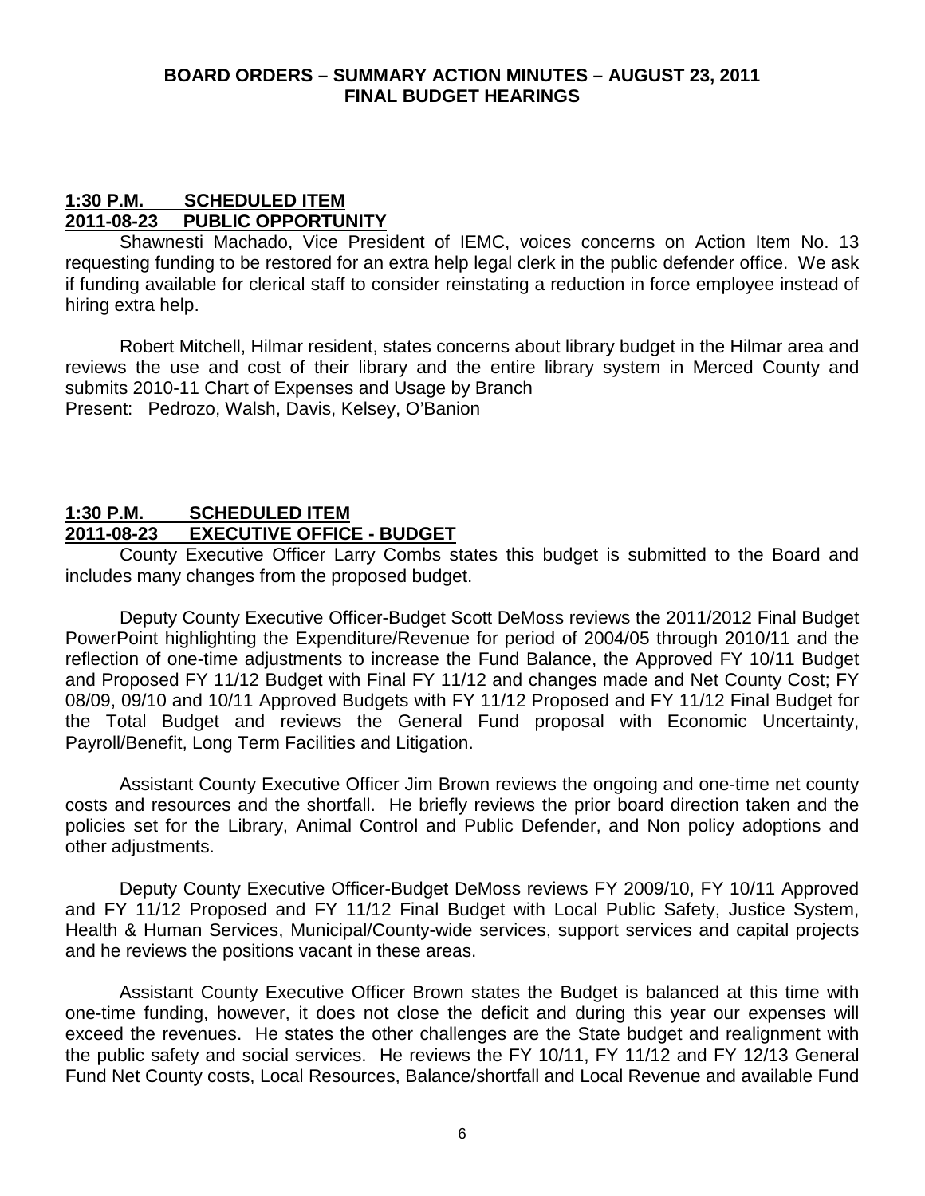## BOARD ORDERS – SUMMARY ACTION MINUTES – AUGUST 23, 2011
## FINAL BUDGET HEARINGS

**1:30 P.M. SCHEDULED ITEM**
**2011-08-23 PUBLIC OPPORTUNITY**

Shawnesti Machado, Vice President of IEMC, voices concerns on Action Item No. 13 requesting funding to be restored for an extra help legal clerk in the public defender office. We ask if funding available for clerical staff to consider reinstating a reduction in force employee instead of hiring extra help.

Robert Mitchell, Hilmar resident, states concerns about library budget in the Hilmar area and reviews the use and cost of their library and the entire library system in Merced County and submits 2010-11 Chart of Expenses and Usage by Branch
Present: Pedrozo, Walsh, Davis, Kelsey, O'Banion

**1:30 P.M. SCHEDULED ITEM**
**2011-08-23 EXECUTIVE OFFICE - BUDGET**

County Executive Officer Larry Combs states this budget is submitted to the Board and includes many changes from the proposed budget.

Deputy County Executive Officer-Budget Scott DeMoss reviews the 2011/2012 Final Budget PowerPoint highlighting the Expenditure/Revenue for period of 2004/05 through 2010/11 and the reflection of one-time adjustments to increase the Fund Balance, the Approved FY 10/11 Budget and Proposed FY 11/12 Budget with Final FY 11/12 and changes made and Net County Cost; FY 08/09, 09/10 and 10/11 Approved Budgets with FY 11/12 Proposed and FY 11/12 Final Budget for the Total Budget and reviews the General Fund proposal with Economic Uncertainty, Payroll/Benefit, Long Term Facilities and Litigation.

Assistant County Executive Officer Jim Brown reviews the ongoing and one-time net county costs and resources and the shortfall. He briefly reviews the prior board direction taken and the policies set for the Library, Animal Control and Public Defender, and Non policy adoptions and other adjustments.

Deputy County Executive Officer-Budget DeMoss reviews FY 2009/10, FY 10/11 Approved and FY 11/12 Proposed and FY 11/12 Final Budget with Local Public Safety, Justice System, Health & Human Services, Municipal/County-wide services, support services and capital projects and he reviews the positions vacant in these areas.

Assistant County Executive Officer Brown states the Budget is balanced at this time with one-time funding, however, it does not close the deficit and during this year our expenses will exceed the revenues. He states the other challenges are the State budget and realignment with the public safety and social services. He reviews the FY 10/11, FY 11/12 and FY 12/13 General Fund Net County costs, Local Resources, Balance/shortfall and Local Revenue and available Fund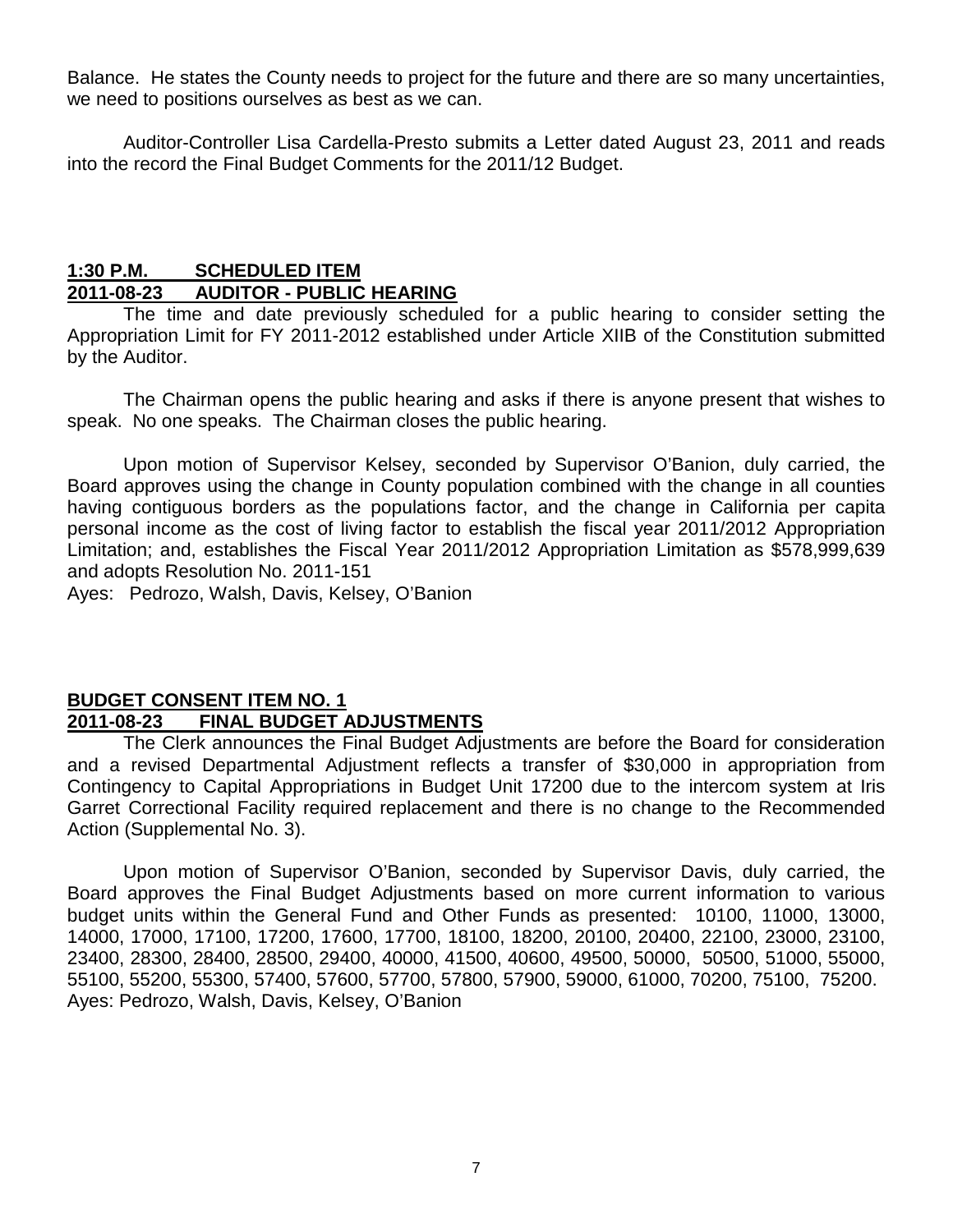Balance. He states the County needs to project for the future and there are so many uncertainties, we need to positions ourselves as best as we can.

Auditor-Controller Lisa Cardella-Presto submits a Letter dated August 23, 2011 and reads into the record the Final Budget Comments for the 2011/12 Budget.

**1:30 P.M. SCHEDULED ITEM**
**2011-08-23 AUDITOR - PUBLIC HEARING**

The time and date previously scheduled for a public hearing to consider setting the Appropriation Limit for FY 2011-2012 established under Article XIIB of the Constitution submitted by the Auditor.

The Chairman opens the public hearing and asks if there is anyone present that wishes to speak. No one speaks. The Chairman closes the public hearing.

Upon motion of Supervisor Kelsey, seconded by Supervisor O'Banion, duly carried, the Board approves using the change in County population combined with the change in all counties having contiguous borders as the populations factor, and the change in California per capita personal income as the cost of living factor to establish the fiscal year 2011/2012 Appropriation Limitation; and, establishes the Fiscal Year 2011/2012 Appropriation Limitation as $578,999,639 and adopts Resolution No. 2011-151
Ayes: Pedrozo, Walsh, Davis, Kelsey, O'Banion

**BUDGET CONSENT ITEM NO. 1**
**2011-08-23 FINAL BUDGET ADJUSTMENTS**

The Clerk announces the Final Budget Adjustments are before the Board for consideration and a revised Departmental Adjustment reflects a transfer of $30,000 in appropriation from Contingency to Capital Appropriations in Budget Unit 17200 due to the intercom system at Iris Garret Correctional Facility required replacement and there is no change to the Recommended Action (Supplemental No. 3).

Upon motion of Supervisor O'Banion, seconded by Supervisor Davis, duly carried, the Board approves the Final Budget Adjustments based on more current information to various budget units within the General Fund and Other Funds as presented: 10100, 11000, 13000, 14000, 17000, 17100, 17200, 17600, 17700, 18100, 18200, 20100, 20400, 22100, 23000, 23100, 23400, 28300, 28400, 28500, 29400, 40000, 41500, 40600, 49500, 50000, 50500, 51000, 55000, 55100, 55200, 55300, 57400, 57600, 57700, 57800, 57900, 59000, 61000, 70200, 75100, 75200.
Ayes: Pedrozo, Walsh, Davis, Kelsey, O'Banion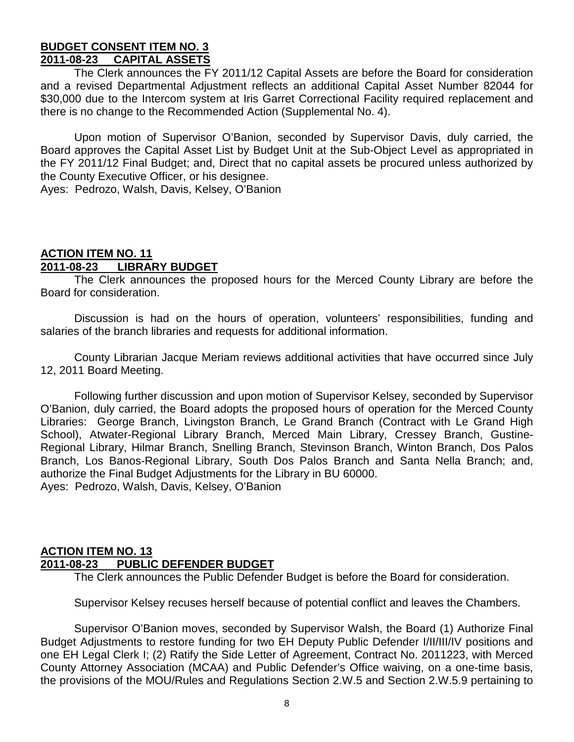**BUDGET CONSENT ITEM NO. 3**
**2011-08-23 CAPITAL ASSETS**

The Clerk announces the FY 2011/12 Capital Assets are before the Board for consideration and a revised Departmental Adjustment reflects an additional Capital Asset Number 82044 for $30,000 due to the Intercom system at Iris Garret Correctional Facility required replacement and there is no change to the Recommended Action (Supplemental No. 4).

Upon motion of Supervisor O'Banion, seconded by Supervisor Davis, duly carried, the Board approves the Capital Asset List by Budget Unit at the Sub-Object Level as appropriated in the FY 2011/12 Final Budget; and, Direct that no capital assets be procured unless authorized by the County Executive Officer, or his designee.
Ayes: Pedrozo, Walsh, Davis, Kelsey, O'Banion

**ACTION ITEM NO. 11**
**2011-08-23 LIBRARY BUDGET**

The Clerk announces the proposed hours for the Merced County Library are before the Board for consideration.

Discussion is had on the hours of operation, volunteers' responsibilities, funding and salaries of the branch libraries and requests for additional information.

County Librarian Jacque Meriam reviews additional activities that have occurred since July 12, 2011 Board Meeting.

Following further discussion and upon motion of Supervisor Kelsey, seconded by Supervisor O'Banion, duly carried, the Board adopts the proposed hours of operation for the Merced County Libraries: George Branch, Livingston Branch, Le Grand Branch (Contract with Le Grand High School), Atwater-Regional Library Branch, Merced Main Library, Cressey Branch, Gustine-Regional Library, Hilmar Branch, Snelling Branch, Stevinson Branch, Winton Branch, Dos Palos Branch, Los Banos-Regional Library, South Dos Palos Branch and Santa Nella Branch; and, authorize the Final Budget Adjustments for the Library in BU 60000.
Ayes: Pedrozo, Walsh, Davis, Kelsey, O'Banion

**ACTION ITEM NO. 13**
**2011-08-23 PUBLIC DEFENDER BUDGET**

The Clerk announces the Public Defender Budget is before the Board for consideration.

Supervisor Kelsey recuses herself because of potential conflict and leaves the Chambers.

Supervisor O'Banion moves, seconded by Supervisor Walsh, the Board (1) Authorize Final Budget Adjustments to restore funding for two EH Deputy Public Defender I/II/III/IV positions and one EH Legal Clerk I; (2) Ratify the Side Letter of Agreement, Contract No. 2011223, with Merced County Attorney Association (MCAA) and Public Defender's Office waiving, on a one-time basis, the provisions of the MOU/Rules and Regulations Section 2.W.5 and Section 2.W.5.9 pertaining to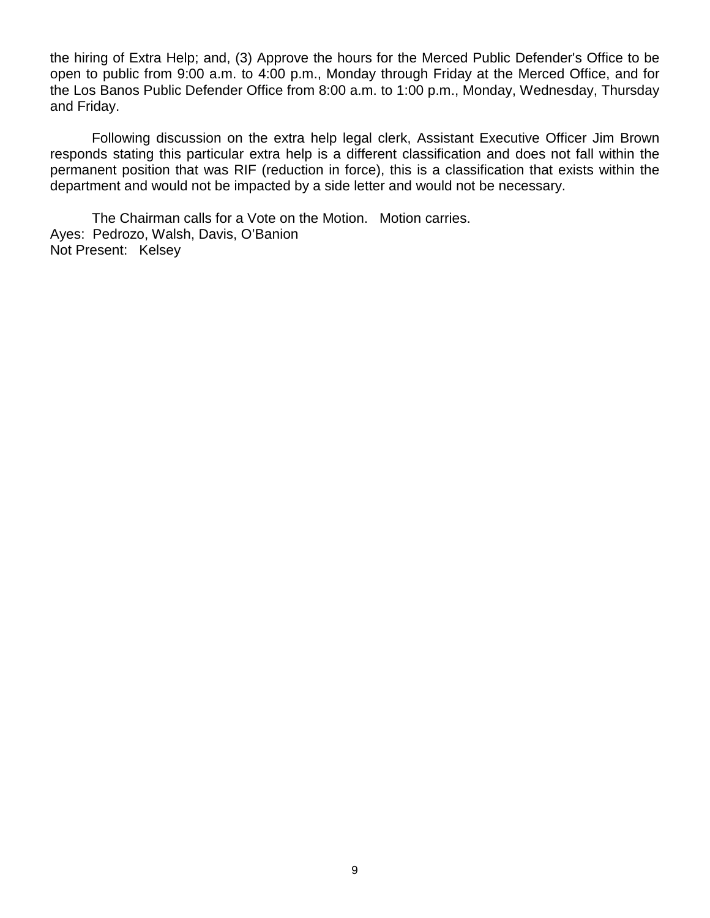the hiring of Extra Help; and, (3) Approve the hours for the Merced Public Defender's Office to be open to public from 9:00 a.m. to 4:00 p.m., Monday through Friday at the Merced Office, and for the Los Banos Public Defender Office from 8:00 a.m. to 1:00 p.m., Monday, Wednesday, Thursday and Friday.

Following discussion on the extra help legal clerk, Assistant Executive Officer Jim Brown responds stating this particular extra help is a different classification and does not fall within the permanent position that was RIF (reduction in force), this is a classification that exists within the department and would not be impacted by a side letter and would not be necessary.

The Chairman calls for a Vote on the Motion. Motion carries.
Ayes: Pedrozo, Walsh, Davis, O'Banion
Not Present: Kelsey